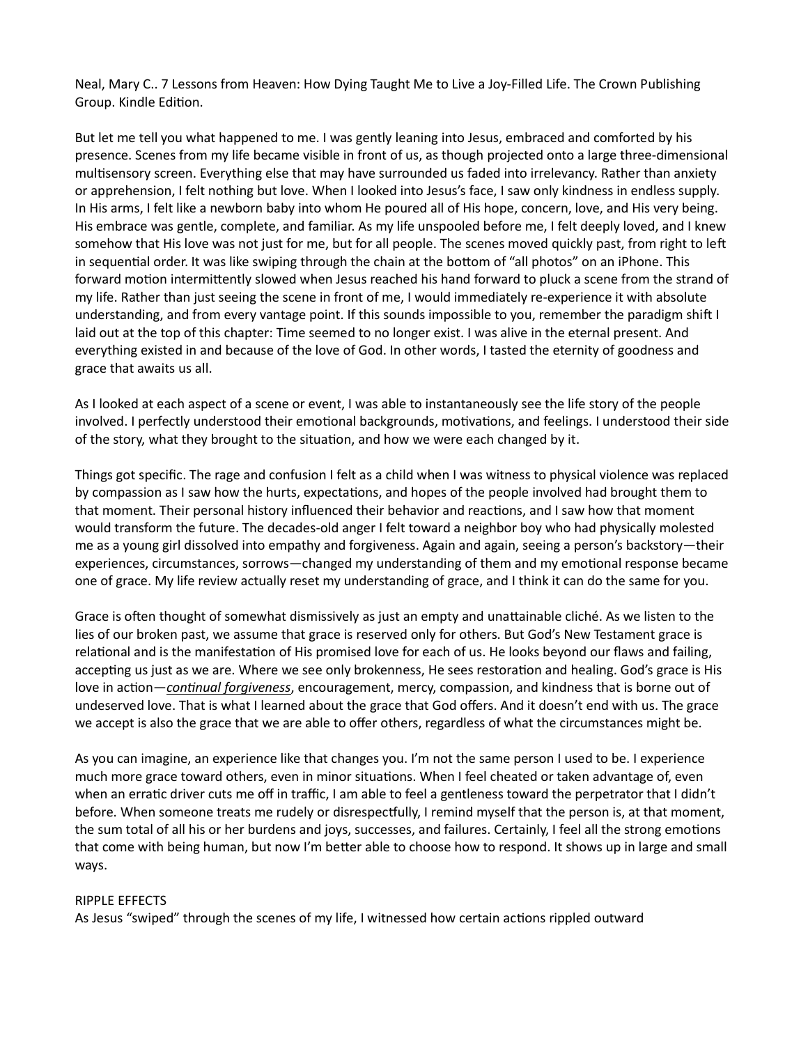Neal, Mary C.. 7 Lessons from Heaven: How Dying Taught Me to Live a Joy-Filled Life. The Crown Publishing Group. Kindle Edition.

But let me tell you what happened to me. I was gently leaning into Jesus, embraced and comforted by his presence. Scenes from my life became visible in front of us, as though projected onto a large three-dimensional multisensory screen. Everything else that may have surrounded us faded into irrelevancy. Rather than anxiety or apprehension, I felt nothing but love. When I looked into Jesus's face, I saw only kindness in endless supply. In His arms, I felt like a newborn baby into whom He poured all of His hope, concern, love, and His very being. His embrace was gentle, complete, and familiar. As my life unspooled before me, I felt deeply loved, and I knew somehow that His love was not just for me, but for all people. The scenes moved quickly past, from right to left in sequential order. It was like swiping through the chain at the bottom of "all photos" on an iPhone. This forward motion intermittently slowed when Jesus reached his hand forward to pluck a scene from the strand of my life. Rather than just seeing the scene in front of me, I would immediately re-experience it with absolute understanding, and from every vantage point. If this sounds impossible to you, remember the paradigm shift I laid out at the top of this chapter: Time seemed to no longer exist. I was alive in the eternal present. And everything existed in and because of the love of God. In other words, I tasted the eternity of goodness and grace that awaits us all.

As I looked at each aspect of a scene or event, I was able to instantaneously see the life story of the people involved. I perfectly understood their emotional backgrounds, motivations, and feelings. I understood their side of the story, what they brought to the situation, and how we were each changed by it.

Things got specific. The rage and confusion I felt as a child when I was witness to physical violence was replaced by compassion as I saw how the hurts, expectations, and hopes of the people involved had brought them to that moment. Their personal history influenced their behavior and reactions, and I saw how that moment would transform the future. The decades-old anger I felt toward a neighbor boy who had physically molested me as a young girl dissolved into empathy and forgiveness. Again and again, seeing a person's backstory—their experiences, circumstances, sorrows—changed my understanding of them and my emotional response became one of grace. My life review actually reset my understanding of grace, and I think it can do the same for you.

Grace is often thought of somewhat dismissively as just an empty and unattainable cliché. As we listen to the lies of our broken past, we assume that grace is reserved only for others. But God's New Testament grace is relational and is the manifestation of His promised love for each of us. He looks beyond our flaws and failing, accepting us just as we are. Where we see only brokenness, He sees restoration and healing. God's grace is His love in action—***continual forgiveness***, encouragement, mercy, compassion, and kindness that is borne out of undeserved love. That is what I learned about the grace that God offers. And it doesn't end with us. The grace we accept is also the grace that we are able to offer others, regardless of what the circumstances might be.

As you can imagine, an experience like that changes you. I'm not the same person I used to be. I experience much more grace toward others, even in minor situations. When I feel cheated or taken advantage of, even when an erratic driver cuts me off in traffic, I am able to feel a gentleness toward the perpetrator that I didn't before. When someone treats me rudely or disrespectfully, I remind myself that the person is, at that moment, the sum total of all his or her burdens and joys, successes, and failures. Certainly, I feel all the strong emotions that come with being human, but now I'm better able to choose how to respond. It shows up in large and small ways.

RIPPLE EFFECTS

As Jesus "swiped" through the scenes of my life, I witnessed how certain actions rippled outward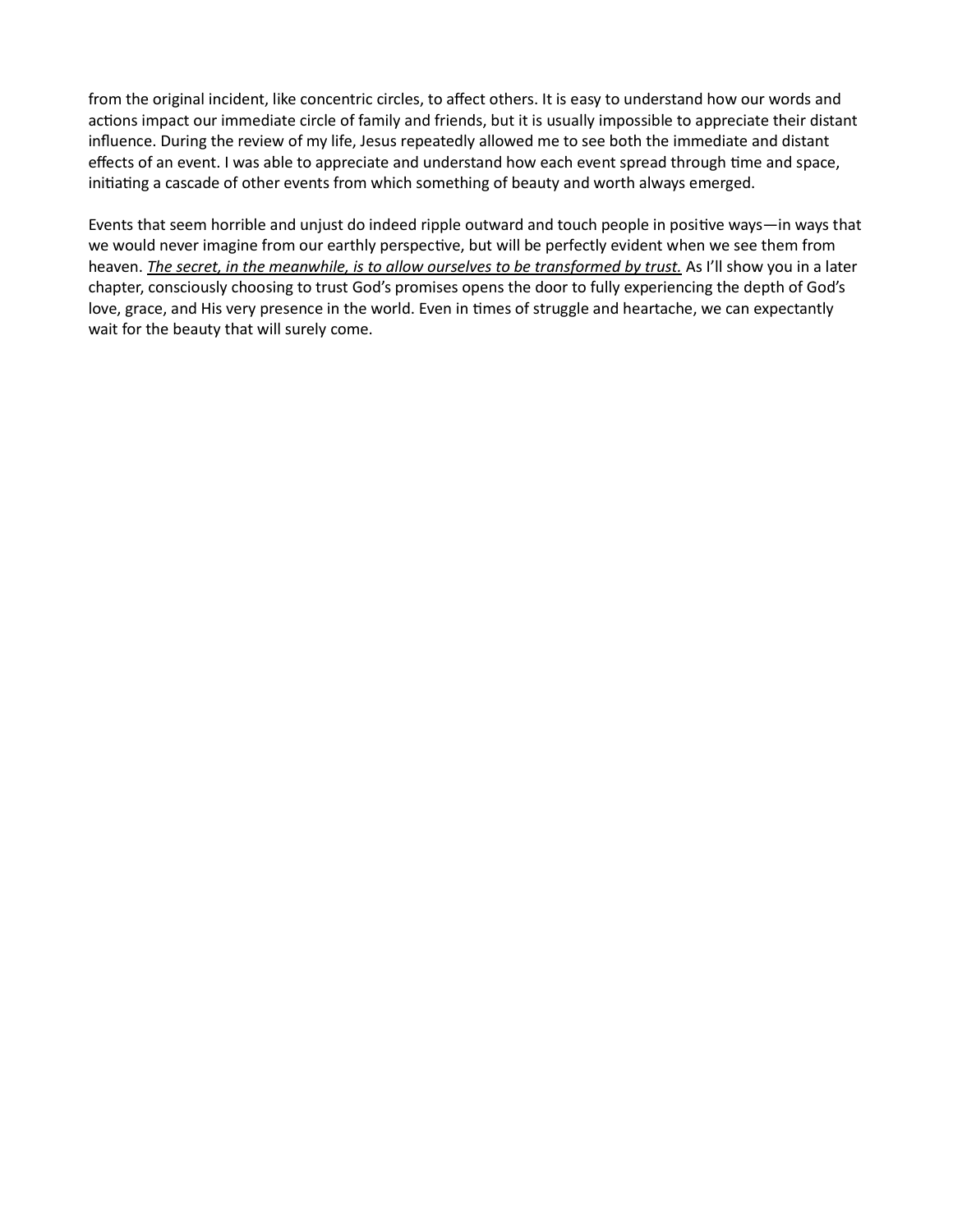from the original incident, like concentric circles, to affect others. It is easy to understand how our words and actions impact our immediate circle of family and friends, but it is usually impossible to appreciate their distant influence. During the review of my life, Jesus repeatedly allowed me to see both the immediate and distant effects of an event. I was able to appreciate and understand how each event spread through time and space, initiating a cascade of other events from which something of beauty and worth always emerged.

Events that seem horrible and unjust do indeed ripple outward and touch people in positive ways—in ways that we would never imagine from our earthly perspective, but will be perfectly evident when we see them from heaven. <u>*The secret, in the meanwhile, is to allow ourselves to be transformed by trust.*</u> As I'll show you in a later chapter, consciously choosing to trust God's promises opens the door to fully experiencing the depth of God's love, grace, and His very presence in the world. Even in times of struggle and heartache, we can expectantly wait for the beauty that will surely come.